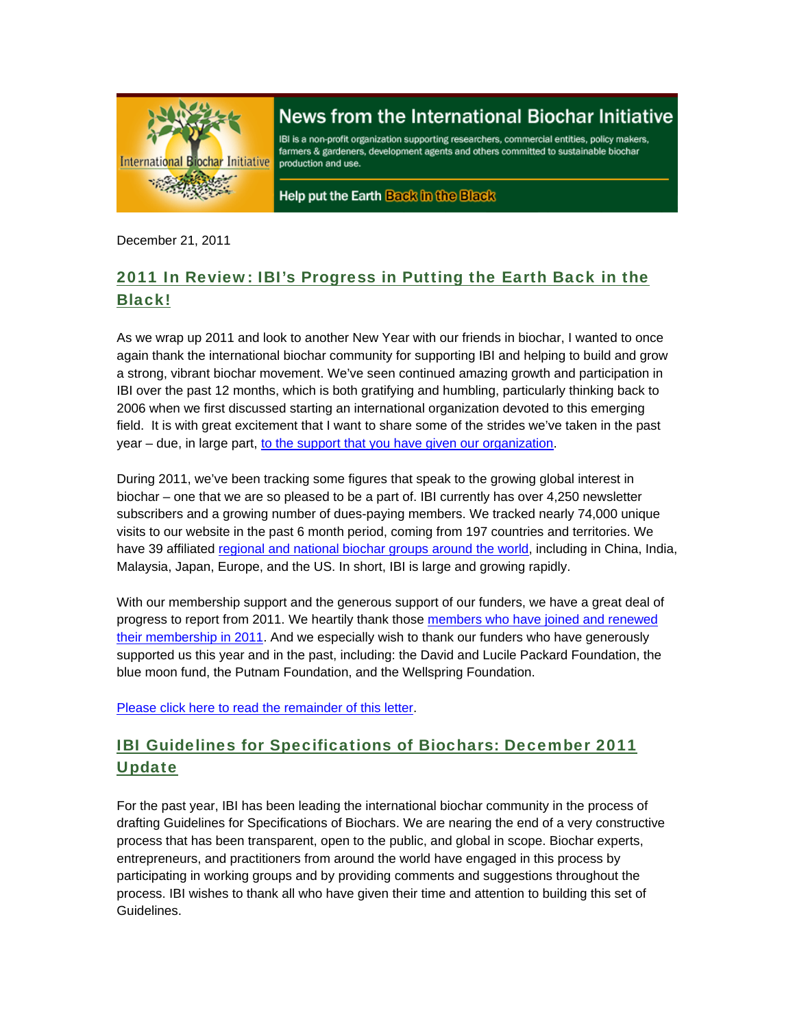# News from the International Biochar Initiative

IBI is a non-profit organization supporting researchers, commercial entities, policy makers, farmers & gardeners, development agents and others committed to sustainable biochar production and use.

Help put the Earth Back in the Black

December 21, 2011

## 2011 In Review: IBI's Progress in Putting the Earth Back in the Black!

As we wrap up 2011 and look to another New Year with our friends in biochar, I wanted to once again thank the international biochar community for supporting IBI and helping to build and grow a strong, vibrant biochar movement. We've seen continued amazing growth and participation in IBI over the past 12 months, which is both gratifying and humbling, particularly thinking back to 2006 when we first discussed starting an international organization devoted to this emerging field. It is with great excitement that I want to share some of the strides we've taken in the past year – due, in large part, to the support that you have given our organization.

During 2011, we've been tracking some figures that speak to the growing global interest in biochar – one that we are so pleased to be a part of. IBI currently has over 4,250 newsletter subscribers and a growing number of dues-paying members. We tracked nearly 74,000 unique visits to our website in the past 6 month period, coming from 197 countries and territories. We have 39 affiliated regional and national biochar groups around the world, including in China, India, Malaysia, Japan, Europe, and the US. In short, IBI is large and growing rapidly.

With our membership support and the generous support of our funders, we have a great deal of progress to report from 2011. We heartily thank those members who have joined and renewed their membership in 2011. And we especially wish to thank our funders who have generously supported us this year and in the past, including: the David and Lucile Packard Foundation, the blue moon fund, the Putnam Foundation, and the Wellspring Foundation.

Please click here to read the remainder of this letter.

## IBI Guidelines for Specifications of Biochars: December 2011 Update

For the past year, IBI has been leading the international biochar community in the process of drafting Guidelines for Specifications of Biochars. We are nearing the end of a very constructive process that has been transparent, open to the public, and global in scope. Biochar experts, entrepreneurs, and practitioners from around the world have engaged in this process by participating in working groups and by providing comments and suggestions throughout the process. IBI wishes to thank all who have given their time and attention to building this set of Guidelines.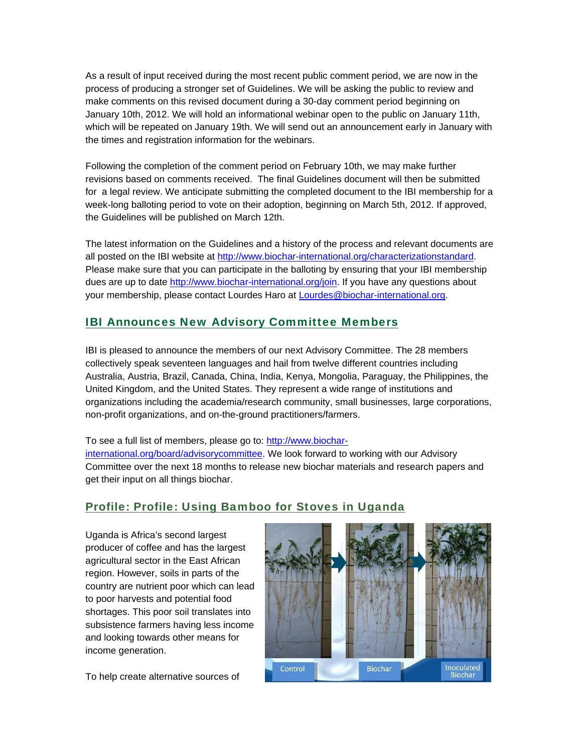As a result of input received during the most recent public comment period, we are now in the process of producing a stronger set of Guidelines. We will be asking the public to review and make comments on this revised document during a 30-day comment period beginning on January 10th, 2012. We will hold an informational webinar open to the public on January 11th, which will be repeated on January 19th. We will send out an announcement early in January with the times and registration information for the webinars.

Following the completion of the comment period on February 10th, we may make further revisions based on comments received. The final Guidelines document will then be submitted for a legal review. We anticipate submitting the completed document to the IBI membership for a week-long balloting period to vote on their adoption, beginning on March 5th, 2012. If approved, the Guidelines will be published on March 12th.

The latest information on the Guidelines and a history of the process and relevant documents are all posted on the IBI website at http://www.biochar-international.org/characterizationstandard. Please make sure that you can participate in the balloting by ensuring that your IBI membership dues are up to date http://www.biochar-international.org/join. If you have any questions about your membership, please contact Lourdes Haro at Lourdes@biochar-international.org.

## IBI Announces New Advisory Committee Members

IBI is pleased to announce the members of our next Advisory Committee. The 28 members collectively speak seventeen languages and hail from twelve different countries including Australia, Austria, Brazil, Canada, China, India, Kenya, Mongolia, Paraguay, the Philippines, the United Kingdom, and the United States. They represent a wide range of institutions and organizations including the academia/research community, small businesses, large corporations, non-profit organizations, and on-the-ground practitioners/farmers.

To see a full list of members, please go to: http://www.biochar-international.org/board/advisorycommittee. We look forward to working with our Advisory Committee over the next 18 months to release new biochar materials and research papers and get their input on all things biochar.

## Profile: Profile: Using Bamboo for Stoves in Uganda

Uganda is Africa's second largest producer of coffee and has the largest agricultural sector in the East African region. However, soils in parts of the country are nutrient poor which can lead to poor harvests and potential food shortages. This poor soil translates into subsistence farmers having less income and looking towards other means for income generation.

Control | Biochar | Inoculated Biochar

To help create alternative sources of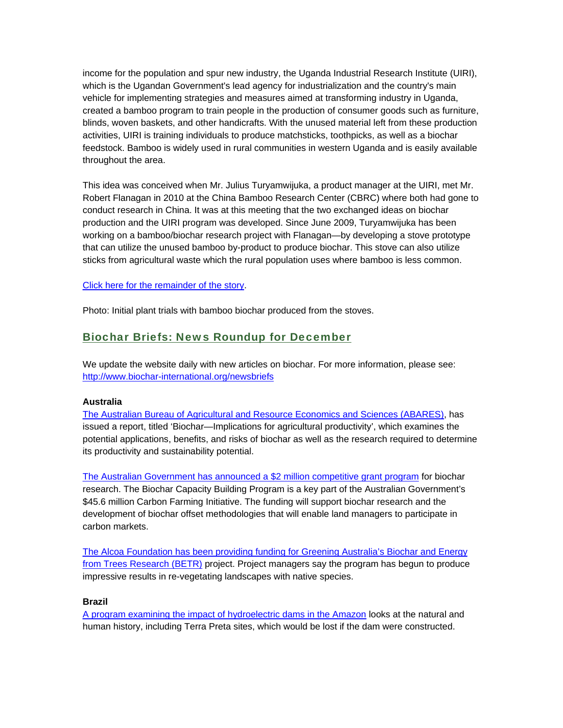income for the population and spur new industry, the Uganda Industrial Research Institute (UIRI), which is the Ugandan Government's lead agency for industrialization and the country's main vehicle for implementing strategies and measures aimed at transforming industry in Uganda, created a bamboo program to train people in the production of consumer goods such as furniture, blinds, woven baskets, and other handicrafts. With the unused material left from these production activities, UIRI is training individuals to produce matchsticks, toothpicks, as well as a biochar feedstock. Bamboo is widely used in rural communities in western Uganda and is easily available throughout the area.

This idea was conceived when Mr. Julius Turyamwijuka, a product manager at the UIRI, met Mr. Robert Flanagan in 2010 at the China Bamboo Research Center (CBRC) where both had gone to conduct research in China. It was at this meeting that the two exchanged ideas on biochar production and the UIRI program was developed. Since June 2009, Turyamwijuka has been working on a bamboo/biochar research project with Flanagan—by developing a stove prototype that can utilize the unused bamboo by-product to produce biochar. This stove can also utilize sticks from agricultural waste which the rural population uses where bamboo is less common.

Click here for the remainder of the story.

Photo: Initial plant trials with bamboo biochar produced from the stoves.

## Biochar Briefs: News Roundup for December

We update the website daily with new articles on biochar. For more information, please see: http://www.biochar-international.org/newsbriefs

**Australia**

The Australian Bureau of Agricultural and Resource Economics and Sciences (ABARES), has issued a report, titled 'Biochar—Implications for agricultural productivity', which examines the potential applications, benefits, and risks of biochar as well as the research required to determine its productivity and sustainability potential.

The Australian Government has announced a $2 million competitive grant program for biochar research. The Biochar Capacity Building Program is a key part of the Australian Government's $45.6 million Carbon Farming Initiative. The funding will support biochar research and the development of biochar offset methodologies that will enable land managers to participate in carbon markets.

The Alcoa Foundation has been providing funding for Greening Australia's Biochar and Energy from Trees Research (BETR) project. Project managers say the program has begun to produce impressive results in re-vegetating landscapes with native species.

**Brazil**

A program examining the impact of hydroelectric dams in the Amazon looks at the natural and human history, including Terra Preta sites, which would be lost if the dam were constructed.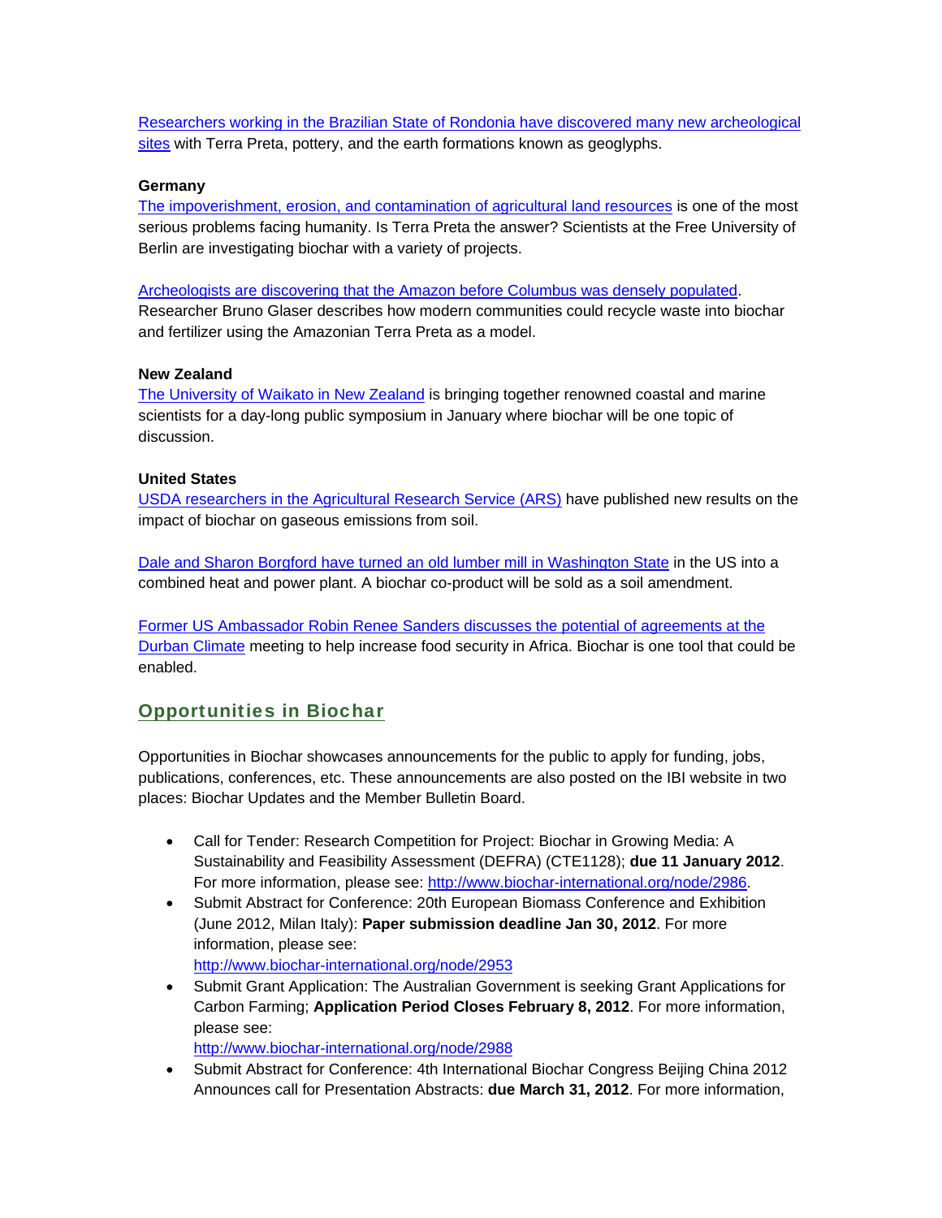Researchers working in the Brazilian State of Rondonia have discovered many new archeological sites with Terra Preta, pottery, and the earth formations known as geoglyphs.

**Germany**

The impoverishment, erosion, and contamination of agricultural land resources is one of the most serious problems facing humanity. Is Terra Preta the answer? Scientists at the Free University of Berlin are investigating biochar with a variety of projects.

Archeologists are discovering that the Amazon before Columbus was densely populated. Researcher Bruno Glaser describes how modern communities could recycle waste into biochar and fertilizer using the Amazonian Terra Preta as a model.

**New Zealand**

The University of Waikato in New Zealand is bringing together renowned coastal and marine scientists for a day-long public symposium in January where biochar will be one topic of discussion.

**United States**

USDA researchers in the Agricultural Research Service (ARS) have published new results on the impact of biochar on gaseous emissions from soil.

Dale and Sharon Borgford have turned an old lumber mill in Washington State in the US into a combined heat and power plant. A biochar co-product will be sold as a soil amendment.

Former US Ambassador Robin Renee Sanders discusses the potential of agreements at the Durban Climate meeting to help increase food security in Africa. Biochar is one tool that could be enabled.

## Opportunities in Biochar

Opportunities in Biochar showcases announcements for the public to apply for funding, jobs, publications, conferences, etc. These announcements are also posted on the IBI website in two places: Biochar Updates and the Member Bulletin Board.

- Call for Tender: Research Competition for Project: Biochar in Growing Media: A Sustainability and Feasibility Assessment (DEFRA) (CTE1128); **due 11 January 2012**. For more information, please see: http://www.biochar-international.org/node/2986.
- Submit Abstract for Conference: 20th European Biomass Conference and Exhibition (June 2012, Milan Italy): **Paper submission deadline Jan 30, 2012**. For more information, please see: http://www.biochar-international.org/node/2953
- Submit Grant Application: The Australian Government is seeking Grant Applications for Carbon Farming; **Application Period Closes February 8, 2012**. For more information, please see: http://www.biochar-international.org/node/2988
- Submit Abstract for Conference: 4th International Biochar Congress Beijing China 2012 Announces call for Presentation Abstracts: **due March 31, 2012**. For more information,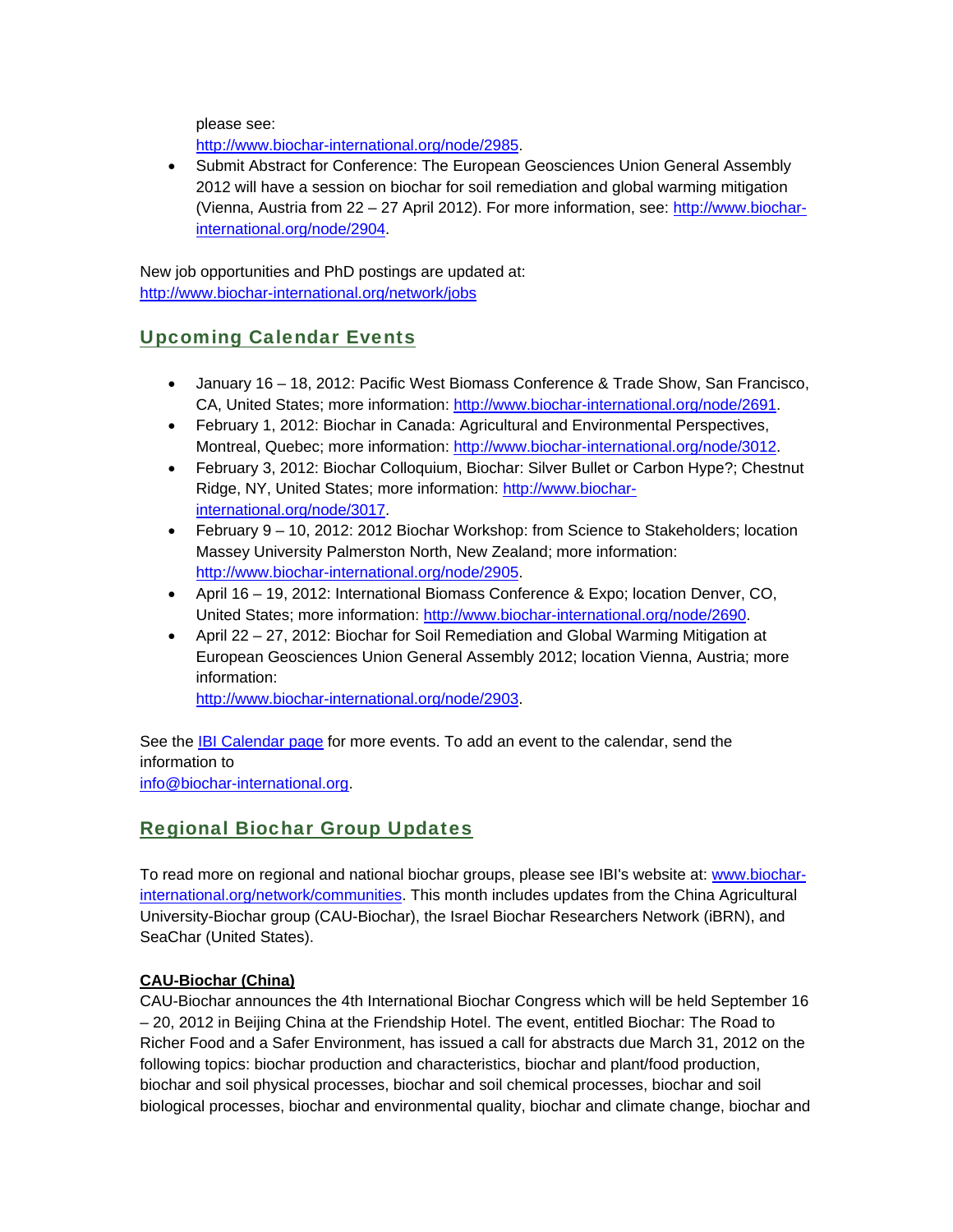please see: http://www.biochar-international.org/node/2985.

- Submit Abstract for Conference: The European Geosciences Union General Assembly 2012 will have a session on biochar for soil remediation and global warming mitigation (Vienna, Austria from 22 – 27 April 2012). For more information, see: http://www.biochar-international.org/node/2904.

New job opportunities and PhD postings are updated at: http://www.biochar-international.org/network/jobs

## Upcoming Calendar Events

- January 16 – 18, 2012: Pacific West Biomass Conference & Trade Show, San Francisco, CA, United States; more information: http://www.biochar-international.org/node/2691.
- February 1, 2012: Biochar in Canada: Agricultural and Environmental Perspectives, Montreal, Quebec; more information: http://www.biochar-international.org/node/3012.
- February 3, 2012: Biochar Colloquium, Biochar: Silver Bullet or Carbon Hype?; Chestnut Ridge, NY, United States; more information: http://www.biochar-international.org/node/3017.
- February 9 – 10, 2012: 2012 Biochar Workshop: from Science to Stakeholders; location Massey University Palmerston North, New Zealand; more information: http://www.biochar-international.org/node/2905.
- April 16 – 19, 2012: International Biomass Conference & Expo; location Denver, CO, United States; more information: http://www.biochar-international.org/node/2690.
- April 22 – 27, 2012: Biochar for Soil Remediation and Global Warming Mitigation at European Geosciences Union General Assembly 2012; location Vienna, Austria; more information: http://www.biochar-international.org/node/2903.

See the IBI Calendar page for more events. To add an event to the calendar, send the information to info@biochar-international.org.

## Regional Biochar Group Updates

To read more on regional and national biochar groups, please see IBI's website at: www.biochar-international.org/network/communities. This month includes updates from the China Agricultural University-Biochar group (CAU-Biochar), the Israel Biochar Researchers Network (iBRN), and SeaChar (United States).

**CAU-Biochar (China)**

CAU-Biochar announces the 4th International Biochar Congress which will be held September 16 – 20, 2012 in Beijing China at the Friendship Hotel. The event, entitled Biochar: The Road to Richer Food and a Safer Environment, has issued a call for abstracts due March 31, 2012 on the following topics: biochar production and characteristics, biochar and plant/food production, biochar and soil physical processes, biochar and soil chemical processes, biochar and soil biological processes, biochar and environmental quality, biochar and climate change, biochar and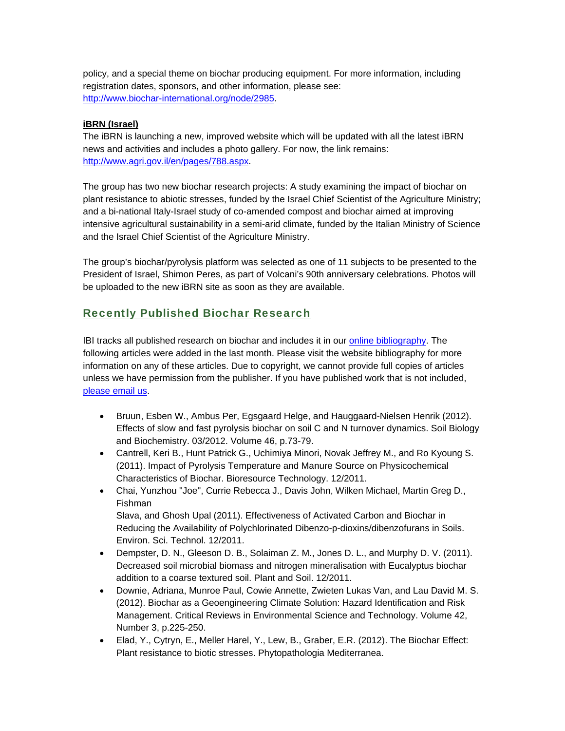policy, and a special theme on biochar producing equipment. For more information, including registration dates, sponsors, and other information, please see: [http://www.biochar-international.org/node/2985](http://www.biochar-international.org/node/2985).

**iBRN (Israel)**

The iBRN is launching a new, improved website which will be updated with all the latest iBRN news and activities and includes a photo gallery. For now, the link remains: [http://www.agri.gov.il/en/pages/788.aspx](http://www.agri.gov.il/en/pages/788.aspx).

The group has two new biochar research projects: A study examining the impact of biochar on plant resistance to abiotic stresses, funded by the Israel Chief Scientist of the Agriculture Ministry; and a bi-national Italy-Israel study of co-amended compost and biochar aimed at improving intensive agricultural sustainability in a semi-arid climate, funded by the Italian Ministry of Science and the Israel Chief Scientist of the Agriculture Ministry.

The group's biochar/pyrolysis platform was selected as one of 11 subjects to be presented to the President of Israel, Shimon Peres, as part of Volcani's 90th anniversary celebrations. Photos will be uploaded to the new iBRN site as soon as they are available.

## Recently Published Biochar Research

IBI tracks all published research on biochar and includes it in our online bibliography. The following articles were added in the last month. Please visit the website bibliography for more information on any of these articles. Due to copyright, we cannot provide full copies of articles unless we have permission from the publisher. If you have published work that is not included, please email us.

- Bruun, Esben W., Ambus Per, Egsgaard Helge, and Hauggaard-Nielsen Henrik (2012). Effects of slow and fast pyrolysis biochar on soil C and N turnover dynamics. Soil Biology and Biochemistry. 03/2012. Volume 46, p.73-79.
- Cantrell, Keri B., Hunt Patrick G., Uchimiya Minori, Novak Jeffrey M., and Ro Kyoung S. (2011). Impact of Pyrolysis Temperature and Manure Source on Physicochemical Characteristics of Biochar. Bioresource Technology. 12/2011.
- Chai, Yunzhou "Joe", Currie Rebecca J., Davis John, Wilken Michael, Martin Greg D., Fishman Slava, and Ghosh Upal (2011). Effectiveness of Activated Carbon and Biochar in Reducing the Availability of Polychlorinated Dibenzo-p-dioxins/dibenzofurans in Soils. Environ. Sci. Technol. 12/2011.
- Dempster, D. N., Gleeson D. B., Solaiman Z. M., Jones D. L., and Murphy D. V. (2011). Decreased soil microbial biomass and nitrogen mineralisation with Eucalyptus biochar addition to a coarse textured soil. Plant and Soil. 12/2011.
- Downie, Adriana, Munroe Paul, Cowie Annette, Zwieten Lukas Van, and Lau David M. S. (2012). Biochar as a Geoengineering Climate Solution: Hazard Identification and Risk Management. Critical Reviews in Environmental Science and Technology. Volume 42, Number 3, p.225-250.
- Elad, Y., Cytryn, E., Meller Harel, Y., Lew, B., Graber, E.R. (2012). The Biochar Effect: Plant resistance to biotic stresses. Phytopathologia Mediterranea.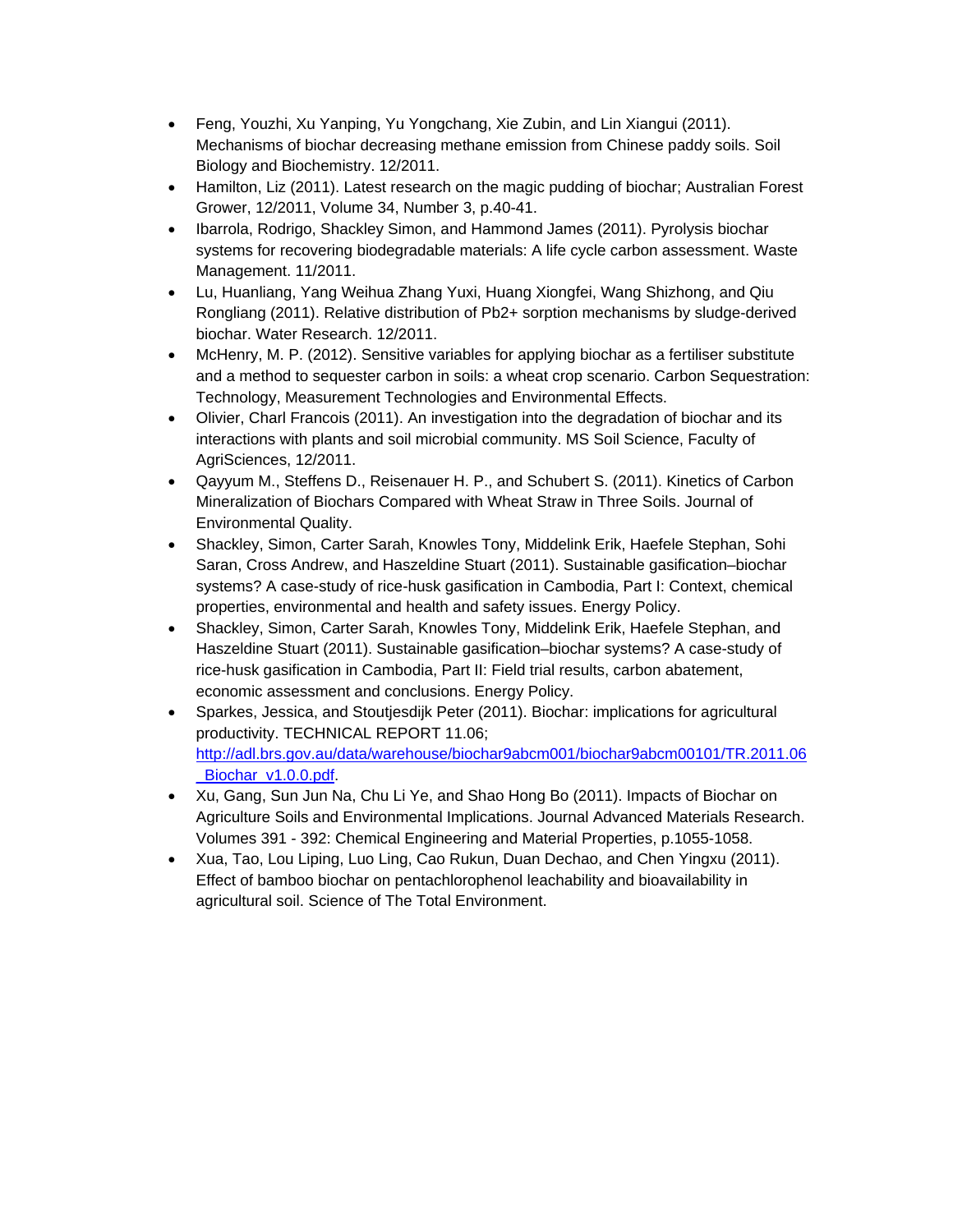- Feng, Youzhi, Xu Yanping, Yu Yongchang, Xie Zubin, and Lin Xiangui (2011). Mechanisms of biochar decreasing methane emission from Chinese paddy soils. Soil Biology and Biochemistry. 12/2011.
- Hamilton, Liz (2011). Latest research on the magic pudding of biochar; Australian Forest Grower, 12/2011, Volume 34, Number 3, p.40-41.
- Ibarrola, Rodrigo, Shackley Simon, and Hammond James (2011). Pyrolysis biochar systems for recovering biodegradable materials: A life cycle carbon assessment. Waste Management. 11/2011.
- Lu, Huanliang, Yang Weihua Zhang Yuxi, Huang Xiongfei, Wang Shizhong, and Qiu Rongliang (2011). Relative distribution of Pb2+ sorption mechanisms by sludge-derived biochar. Water Research. 12/2011.
- McHenry, M. P. (2012). Sensitive variables for applying biochar as a fertiliser substitute and a method to sequester carbon in soils: a wheat crop scenario. Carbon Sequestration: Technology, Measurement Technologies and Environmental Effects.
- Olivier, Charl Francois (2011). An investigation into the degradation of biochar and its interactions with plants and soil microbial community. MS Soil Science, Faculty of AgriSciences, 12/2011.
- Qayyum M., Steffens D., Reisenauer H. P., and Schubert S. (2011). Kinetics of Carbon Mineralization of Biochars Compared with Wheat Straw in Three Soils. Journal of Environmental Quality.
- Shackley, Simon, Carter Sarah, Knowles Tony, Middelink Erik, Haefele Stephan, Sohi Saran, Cross Andrew, and Haszeldine Stuart (2011). Sustainable gasification–biochar systems? A case-study of rice-husk gasification in Cambodia, Part I: Context, chemical properties, environmental and health and safety issues. Energy Policy.
- Shackley, Simon, Carter Sarah, Knowles Tony, Middelink Erik, Haefele Stephan, and Haszeldine Stuart (2011). Sustainable gasification–biochar systems? A case-study of rice-husk gasification in Cambodia, Part II: Field trial results, carbon abatement, economic assessment and conclusions. Energy Policy.
- Sparkes, Jessica, and Stoutjesdijk Peter (2011). Biochar: implications for agricultural productivity. TECHNICAL REPORT 11.06; http://adl.brs.gov.au/data/warehouse/biochar9abcm001/biochar9abcm00101/TR.2011.06_Biochar_v1.0.0.pdf.
- Xu, Gang, Sun Jun Na, Chu Li Ye, and Shao Hong Bo (2011). Impacts of Biochar on Agriculture Soils and Environmental Implications. Journal Advanced Materials Research. Volumes 391 - 392: Chemical Engineering and Material Properties, p.1055-1058.
- Xua, Tao, Lou Liping, Luo Ling, Cao Rukun, Duan Dechao, and Chen Yingxu (2011). Effect of bamboo biochar on pentachlorophenol leachability and bioavailability in agricultural soil. Science of The Total Environment.